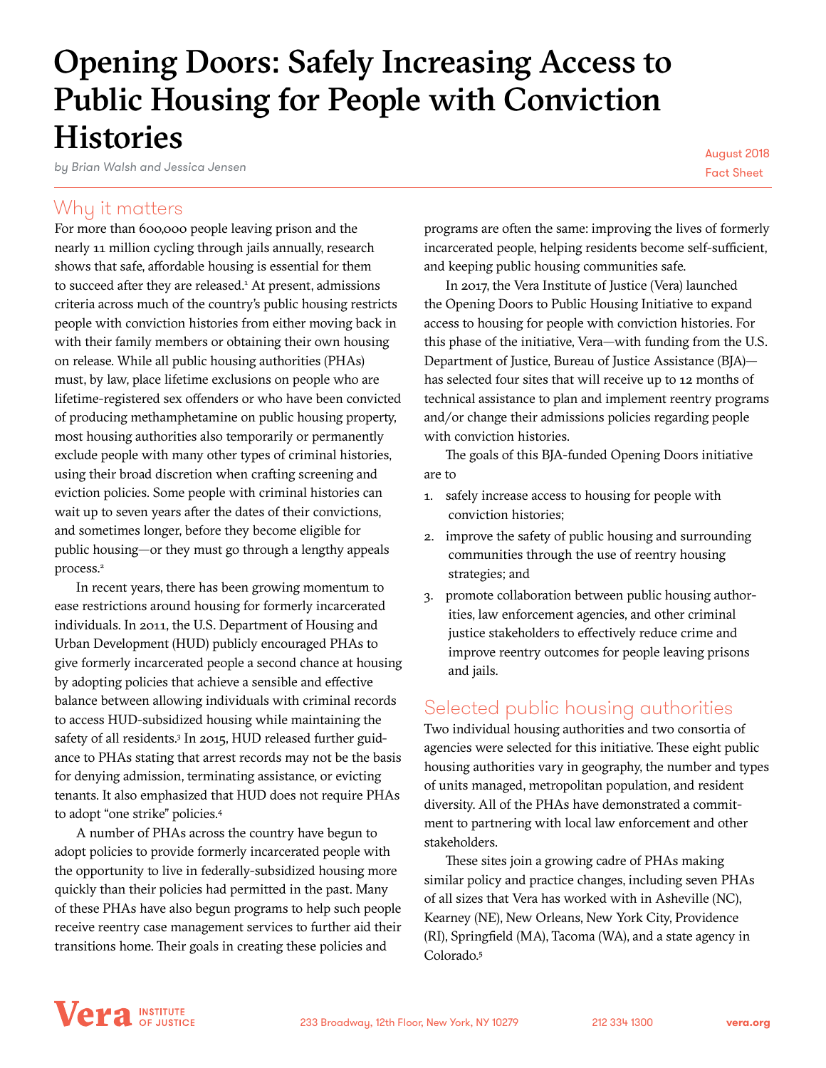# Opening Doors: Safely Increasing Access to Public Housing for People with Conviction Histories

*by Brian Walsh and Jessica Jensen*

August 2018
Fact Sheet

## Why it matters

For more than 600,000 people leaving prison and the nearly 11 million cycling through jails annually, research shows that safe, affordable housing is essential for them to succeed after they are released.[1] At present, admissions criteria across much of the country's public housing restricts people with conviction histories from either moving back in with their family members or obtaining their own housing on release. While all public housing authorities (PHAs) must, by law, place lifetime exclusions on people who are lifetime-registered sex offenders or who have been convicted of producing methamphetamine on public housing property, most housing authorities also temporarily or permanently exclude people with many other types of criminal histories, using their broad discretion when crafting screening and eviction policies. Some people with criminal histories can wait up to seven years after the dates of their convictions, and sometimes longer, before they become eligible for public housing—or they must go through a lengthy appeals process.[2]

In recent years, there has been growing momentum to ease restrictions around housing for formerly incarcerated individuals. In 2011, the U.S. Department of Housing and Urban Development (HUD) publicly encouraged PHAs to give formerly incarcerated people a second chance at housing by adopting policies that achieve a sensible and effective balance between allowing individuals with criminal records to access HUD-subsidized housing while maintaining the safety of all residents.[3] In 2015, HUD released further guidance to PHAs stating that arrest records may not be the basis for denying admission, terminating assistance, or evicting tenants. It also emphasized that HUD does not require PHAs to adopt "one strike" policies.[4]

A number of PHAs across the country have begun to adopt policies to provide formerly incarcerated people with the opportunity to live in federally-subsidized housing more quickly than their policies had permitted in the past. Many of these PHAs have also begun programs to help such people receive reentry case management services to further aid their transitions home. Their goals in creating these policies and programs are often the same: improving the lives of formerly incarcerated people, helping residents become self-sufficient, and keeping public housing communities safe.

In 2017, the Vera Institute of Justice (Vera) launched the Opening Doors to Public Housing Initiative to expand access to housing for people with conviction histories. For this phase of the initiative, Vera—with funding from the U.S. Department of Justice, Bureau of Justice Assistance (BJA)—has selected four sites that will receive up to 12 months of technical assistance to plan and implement reentry programs and/or change their admissions policies regarding people with conviction histories.

The goals of this BJA-funded Opening Doors initiative are to

1. safely increase access to housing for people with conviction histories;
2. improve the safety of public housing and surrounding communities through the use of reentry housing strategies; and
3. promote collaboration between public housing authorities, law enforcement agencies, and other criminal justice stakeholders to effectively reduce crime and improve reentry outcomes for people leaving prisons and jails.

## Selected public housing authorities

Two individual housing authorities and two consortia of agencies were selected for this initiative. These eight public housing authorities vary in geography, the number and types of units managed, metropolitan population, and resident diversity. All of the PHAs have demonstrated a commitment to partnering with local law enforcement and other stakeholders.

These sites join a growing cadre of PHAs making similar policy and practice changes, including seven PHAs of all sizes that Vera has worked with in Asheville (NC), Kearney (NE), New Orleans, New York City, Providence (RI), Springfield (MA), Tacoma (WA), and a state agency in Colorado.[5]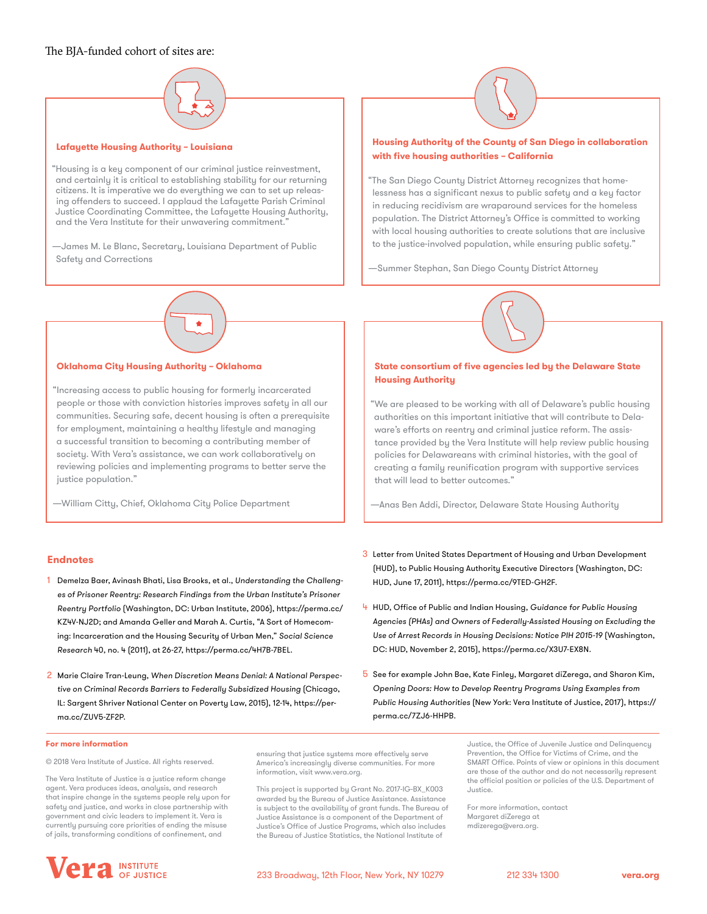The BJA-funded cohort of sites are:

### Lafayette Housing Authority – Louisiana

"Housing is a key component of our criminal justice reinvestment, and certainly it is critical to establishing stability for our returning citizens. It is imperative we do everything we can to set up releasing offenders to succeed. I applaud the Lafayette Parish Criminal Justice Coordinating Committee, the Lafayette Housing Authority, and the Vera Institute for their unwavering commitment."

—James M. Le Blanc, Secretary, Louisiana Department of Public Safety and Corrections

### Housing Authority of the County of San Diego in collaboration with five housing authorities – California

"The San Diego County District Attorney recognizes that homelessness has a significant nexus to public safety and a key factor in reducing recidivism are wraparound services for the homeless population. The District Attorney's Office is committed to working with local housing authorities to create solutions that are inclusive to the justice-involved population, while ensuring public safety."

—Summer Stephan, San Diego County District Attorney

### Oklahoma City Housing Authority – Oklahoma

"Increasing access to public housing for formerly incarcerated people or those with conviction histories improves safety in all our communities. Securing safe, decent housing is often a prerequisite for employment, maintaining a healthy lifestyle and managing a successful transition to becoming a contributing member of society. With Vera's assistance, we can work collaboratively on reviewing policies and implementing programs to better serve the justice population."

—William Citty, Chief, Oklahoma City Police Department

### State consortium of five agencies led by the Delaware State Housing Authority

"We are pleased to be working with all of Delaware's public housing authorities on this important initiative that will contribute to Delaware's efforts on reentry and criminal justice reform. The assistance provided by the Vera Institute will help review public housing policies for Delawareans with criminal histories, with the goal of creating a family reunification program with supportive services that will lead to better outcomes."

—Anas Ben Addi, Director, Delaware State Housing Authority

## Endnotes

1. Demelza Baer, Avinash Bhati, Lisa Brooks, et al., *Understanding the Challenges of Prisoner Reentry: Research Findings from the Urban Institute's Prisoner Reentry Portfolio* (Washington, DC: Urban Institute, 2006), https://perma.cc/KZ4V-NJ2D; and Amanda Geller and Marah A. Curtis, "A Sort of Homecoming: Incarceration and the Housing Security of Urban Men," *Social Science Research* 40, no. 4 (2011), at 26-27, https://perma.cc/4H7B-7BEL.
2. Marie Claire Tran-Leung, *When Discretion Means Denial: A National Perspective on Criminal Records Barriers to Federally Subsidized Housing* (Chicago, IL: Sargent Shriver National Center on Poverty Law, 2015), 12-14, https://perma.cc/ZUV5-ZF2P.
3. Letter from United States Department of Housing and Urban Development (HUD), to Public Housing Authority Executive Directors (Washington, DC: HUD, June 17, 2011), https://perma.cc/9TED-GH2F.
4. HUD, Office of Public and Indian Housing, *Guidance for Public Housing Agencies (PHAs) and Owners of Federally-Assisted Housing on Excluding the Use of Arrest Records in Housing Decisions: Notice PIH 2015-19* (Washington, DC: HUD, November 2, 2015), https://perma.cc/X3U7-EX8N.
5. See for example John Bae, Kate Finley, Margaret diZerega, and Sharon Kim, *Opening Doors: How to Develop Reentry Programs Using Examples from Public Housing Authorities* (New York: Vera Institute of Justice, 2017), https://perma.cc/7ZJ6-HHPB.

**For more information**

© 2018 Vera Institute of Justice. All rights reserved.

The Vera Institute of Justice is a justice reform change agent. Vera produces ideas, analysis, and research that inspire change in the systems people rely upon for safety and justice, and works in close partnership with government and civic leaders to implement it. Vera is currently pursuing core priorities of ending the misuse of jails, transforming conditions of confinement, and ensuring that justice systems more effectively serve America's increasingly diverse communities. For more information, visit www.vera.org.

This project is supported by Grant No. 2017-IG-BX_K003 awarded by the Bureau of Justice Assistance. Assistance is subject to the availability of grant funds. The Bureau of Justice Assistance is a component of the Department of Justice's Office of Justice Programs, which also includes the Bureau of Justice Statistics, the National Institute of Justice, the Office of Juvenile Justice and Delinquency Prevention, the Office for Victims of Crime, and the SMART Office. Points of view or opinions in this document are those of the author and do not necessarily represent the official position or policies of the U.S. Department of Justice.

For more information, contact Margaret diZerega at mdizerega@vera.org.

Vera Institute of Justice | 233 Broadway, 12th Floor, New York, NY 10279 | 212 334 1300 | vera.org